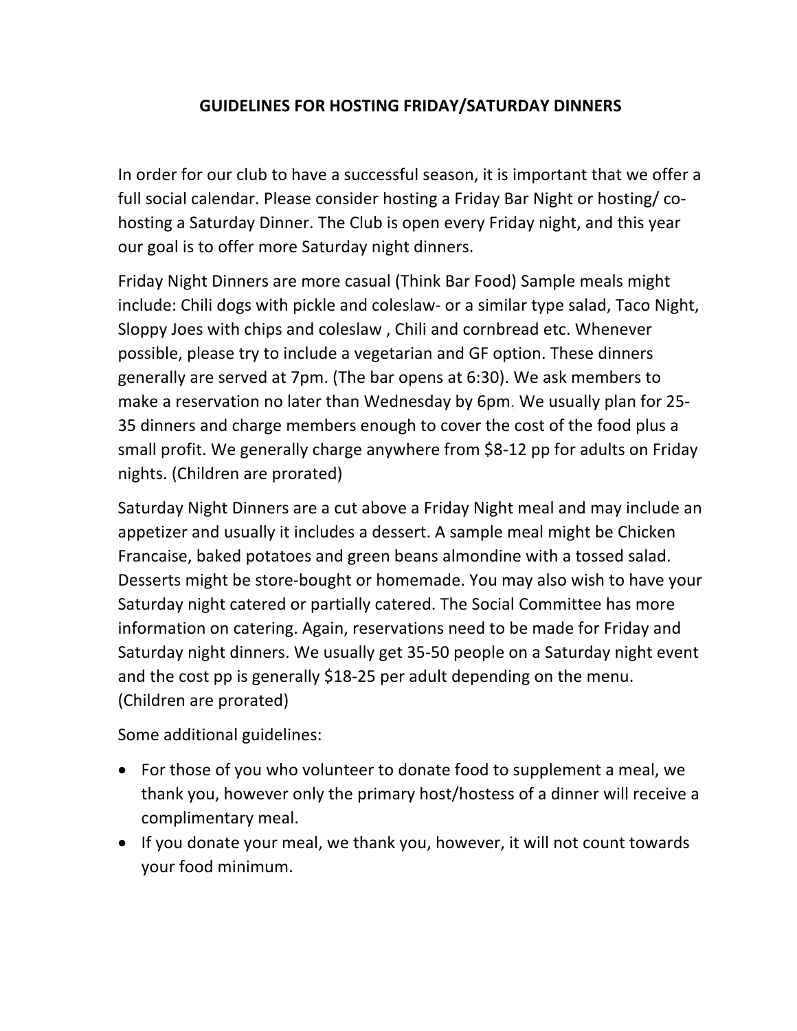# GUIDELINES FOR HOSTING FRIDAY/SATURDAY DINNERS

In order for our club to have a successful season, it is important that we offer a full social calendar. Please consider hosting a Friday Bar Night or hosting/ co-hosting a Saturday Dinner. The Club is open every Friday night, and this year our goal is to offer more Saturday night dinners.

Friday Night Dinners are more casual (Think Bar Food) Sample meals might include: Chili dogs with pickle and coleslaw- or a similar type salad, Taco Night, Sloppy Joes with chips and coleslaw , Chili and cornbread etc. Whenever possible, please try to include a vegetarian and GF option. These dinners generally are served at 7pm. (The bar opens at 6:30). We ask members to make a reservation no later than Wednesday by 6pm. We usually plan for 25-35 dinners and charge members enough to cover the cost of the food plus a small profit. We generally charge anywhere from $8-12 pp for adults on Friday nights. (Children are prorated)

Saturday Night Dinners are a cut above a Friday Night meal and may include an appetizer and usually it includes a dessert. A sample meal might be Chicken Francaise, baked potatoes and green beans almondine with a tossed salad. Desserts might be store-bought or homemade. You may also wish to have your Saturday night catered or partially catered. The Social Committee has more information on catering. Again, reservations need to be made for Friday and Saturday night dinners. We usually get 35-50 people on a Saturday night event and the cost pp is generally $18-25 per adult depending on the menu. (Children are prorated)

Some additional guidelines:

- For those of you who volunteer to donate food to supplement a meal, we thank you, however only the primary host/hostess of a dinner will receive a complimentary meal.
- If you donate your meal, we thank you, however, it will not count towards your food minimum.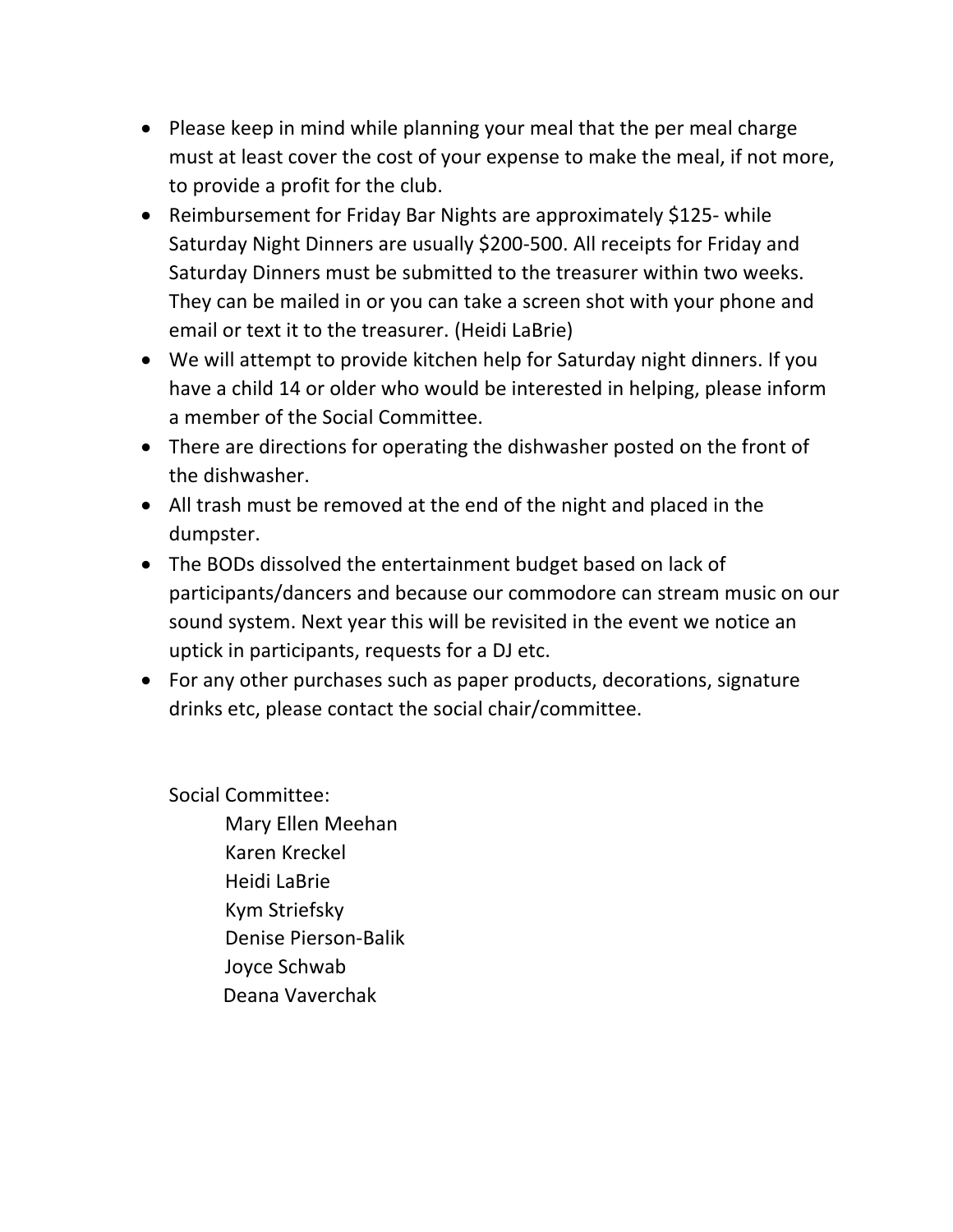- Please keep in mind while planning your meal that the per meal charge must at least cover the cost of your expense to make the meal, if not more, to provide a profit for the club.
- Reimbursement for Friday Bar Nights are approximately $125- while Saturday Night Dinners are usually $200-500. All receipts for Friday and Saturday Dinners must be submitted to the treasurer within two weeks. They can be mailed in or you can take a screen shot with your phone and email or text it to the treasurer. (Heidi LaBrie)
- We will attempt to provide kitchen help for Saturday night dinners. If you have a child 14 or older who would be interested in helping, please inform a member of the Social Committee.
- There are directions for operating the dishwasher posted on the front of the dishwasher.
- All trash must be removed at the end of the night and placed in the dumpster.
- The BODs dissolved the entertainment budget based on lack of participants/dancers and because our commodore can stream music on our sound system. Next year this will be revisited in the event we notice an uptick in participants, requests for a DJ etc.
- For any other purchases such as paper products, decorations, signature drinks etc, please contact the social chair/committee.

Social Committee:

Mary Ellen Meehan
Karen Kreckel
Heidi LaBrie
Kym Striefsky
Denise Pierson-Balik
Joyce Schwab
Deana Vaverchak